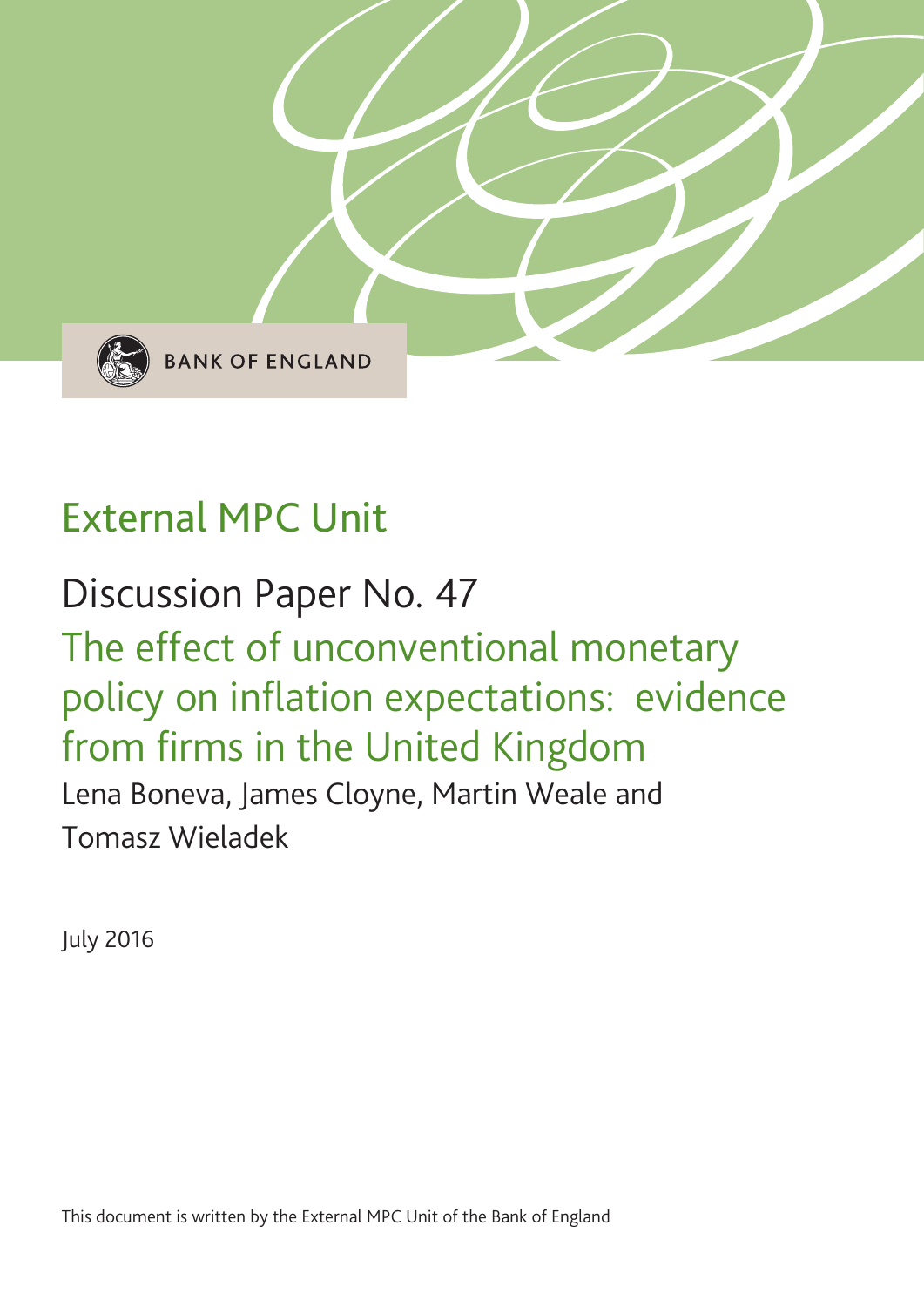BANK OF ENGLAND

# External MPC Unit

## Discussion Paper No. 47

# The effect of unconventional monetary policy on inflation expectations: evidence from firms in the United Kingdom

Lena Boneva, James Cloyne, Martin Weale and Tomasz Wieladek

July 2016

This document is written by the External MPC Unit of the Bank of England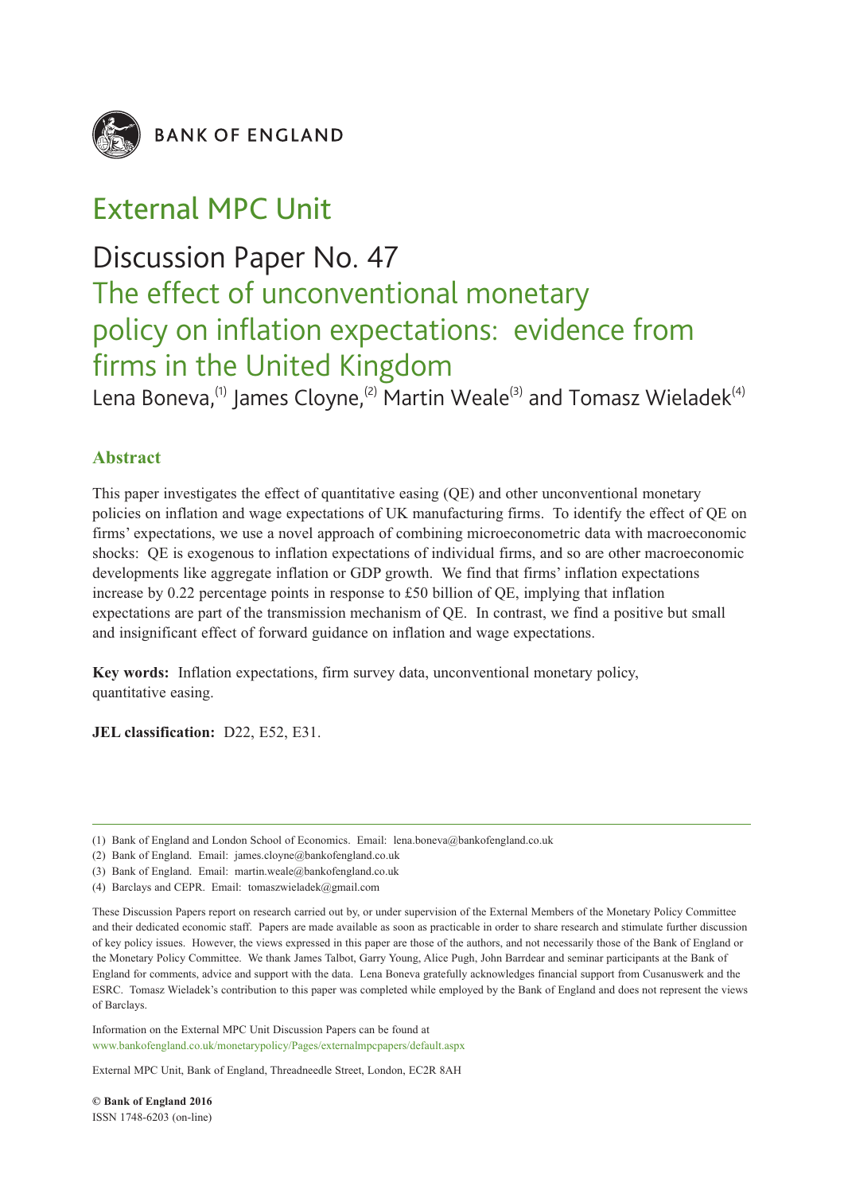BANK OF ENGLAND

# External MPC Unit

## Discussion Paper No. 47

## The effect of unconventional monetary policy on inflation expectations: evidence from firms in the United Kingdom

Lena Boneva,[1] James Cloyne,[2] Martin Weale[3] and Tomasz Wieladek[4]

### Abstract

This paper investigates the effect of quantitative easing (QE) and other unconventional monetary policies on inflation and wage expectations of UK manufacturing firms. To identify the effect of QE on firms' expectations, we use a novel approach of combining microeconometric data with macroeconomic shocks: QE is exogenous to inflation expectations of individual firms, and so are other macroeconomic developments like aggregate inflation or GDP growth. We find that firms' inflation expectations increase by 0.22 percentage points in response to £50 billion of QE, implying that inflation expectations are part of the transmission mechanism of QE. In contrast, we find a positive but small and insignificant effect of forward guidance on inflation and wage expectations.

**Key words:** Inflation expectations, firm survey data, unconventional monetary policy, quantitative easing.

**JEL classification:** D22, E52, E31.

---

(1) Bank of England and London School of Economics. Email: lena.boneva@bankofengland.co.uk

(2) Bank of England. Email: james.cloyne@bankofengland.co.uk

(3) Bank of England. Email: martin.weale@bankofengland.co.uk

(4) Barclays and CEPR. Email: tomaszwieladek@gmail.com

These Discussion Papers report on research carried out by, or under supervision of the External Members of the Monetary Policy Committee and their dedicated economic staff. Papers are made available as soon as practicable in order to share research and stimulate further discussion of key policy issues. However, the views expressed in this paper are those of the authors, and not necessarily those of the Bank of England or the Monetary Policy Committee. We thank James Talbot, Garry Young, Alice Pugh, John Barrdear and seminar participants at the Bank of England for comments, advice and support with the data. Lena Boneva gratefully acknowledges financial support from Cusanuswerk and the ESRC. Tomasz Wieladek's contribution to this paper was completed while employed by the Bank of England and does not represent the views of Barclays.

Information on the External MPC Unit Discussion Papers can be found at www.bankofengland.co.uk/monetarypolicy/Pages/externalmpcpapers/default.aspx

External MPC Unit, Bank of England, Threadneedle Street, London, EC2R 8AH

**© Bank of England 2016**
ISSN 1748-6203 (on-line)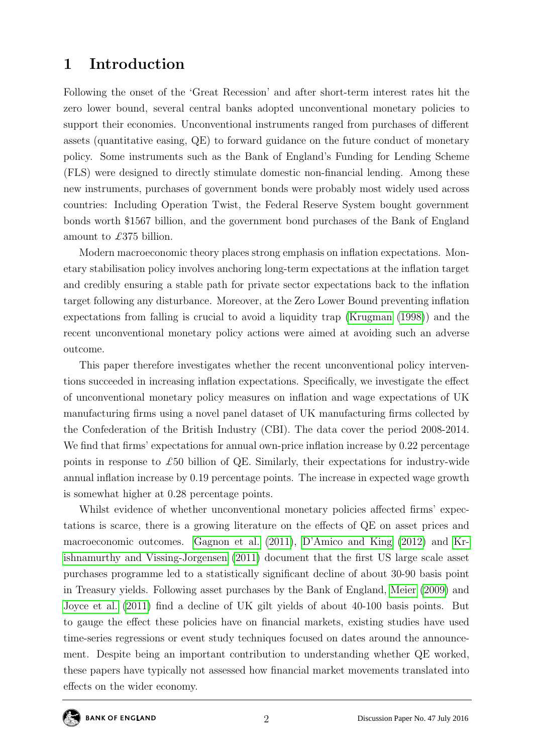# 1 Introduction

Following the onset of the 'Great Recession' and after short-term interest rates hit the zero lower bound, several central banks adopted unconventional monetary policies to support their economies. Unconventional instruments ranged from purchases of different assets (quantitative easing, QE) to forward guidance on the future conduct of monetary policy. Some instruments such as the Bank of England's Funding for Lending Scheme (FLS) were designed to directly stimulate domestic non-financial lending. Among these new instruments, purchases of government bonds were probably most widely used across countries: Including Operation Twist, the Federal Reserve System bought government bonds worth \$1567 billion, and the government bond purchases of the Bank of England amount to £375 billion.

Modern macroeconomic theory places strong emphasis on inflation expectations. Monetary stabilisation policy involves anchoring long-term expectations at the inflation target and credibly ensuring a stable path for private sector expectations back to the inflation target following any disturbance. Moreover, at the Zero Lower Bound preventing inflation expectations from falling is crucial to avoid a liquidity trap (Krugman (1998)) and the recent unconventional monetary policy actions were aimed at avoiding such an adverse outcome.

This paper therefore investigates whether the recent unconventional policy interventions succeeded in increasing inflation expectations. Specifically, we investigate the effect of unconventional monetary policy measures on inflation and wage expectations of UK manufacturing firms using a novel panel dataset of UK manufacturing firms collected by the Confederation of the British Industry (CBI). The data cover the period 2008-2014. We find that firms' expectations for annual own-price inflation increase by 0.22 percentage points in response to £50 billion of QE. Similarly, their expectations for industry-wide annual inflation increase by 0.19 percentage points. The increase in expected wage growth is somewhat higher at 0.28 percentage points.

Whilst evidence of whether unconventional monetary policies affected firms' expectations is scarce, there is a growing literature on the effects of QE on asset prices and macroeconomic outcomes. Gagnon et al. (2011), D'Amico and King (2012) and Krishnamurthy and Vissing-Jorgensen (2011) document that the first US large scale asset purchases programme led to a statistically significant decline of about 30-90 basis point in Treasury yields. Following asset purchases by the Bank of England, Meier (2009) and Joyce et al. (2011) find a decline of UK gilt yields of about 40-100 basis points. But to gauge the effect these policies have on financial markets, existing studies have used time-series regressions or event study techniques focused on dates around the announcement. Despite being an important contribution to understanding whether QE worked, these papers have typically not assessed how financial market movements translated into effects on the wider economy.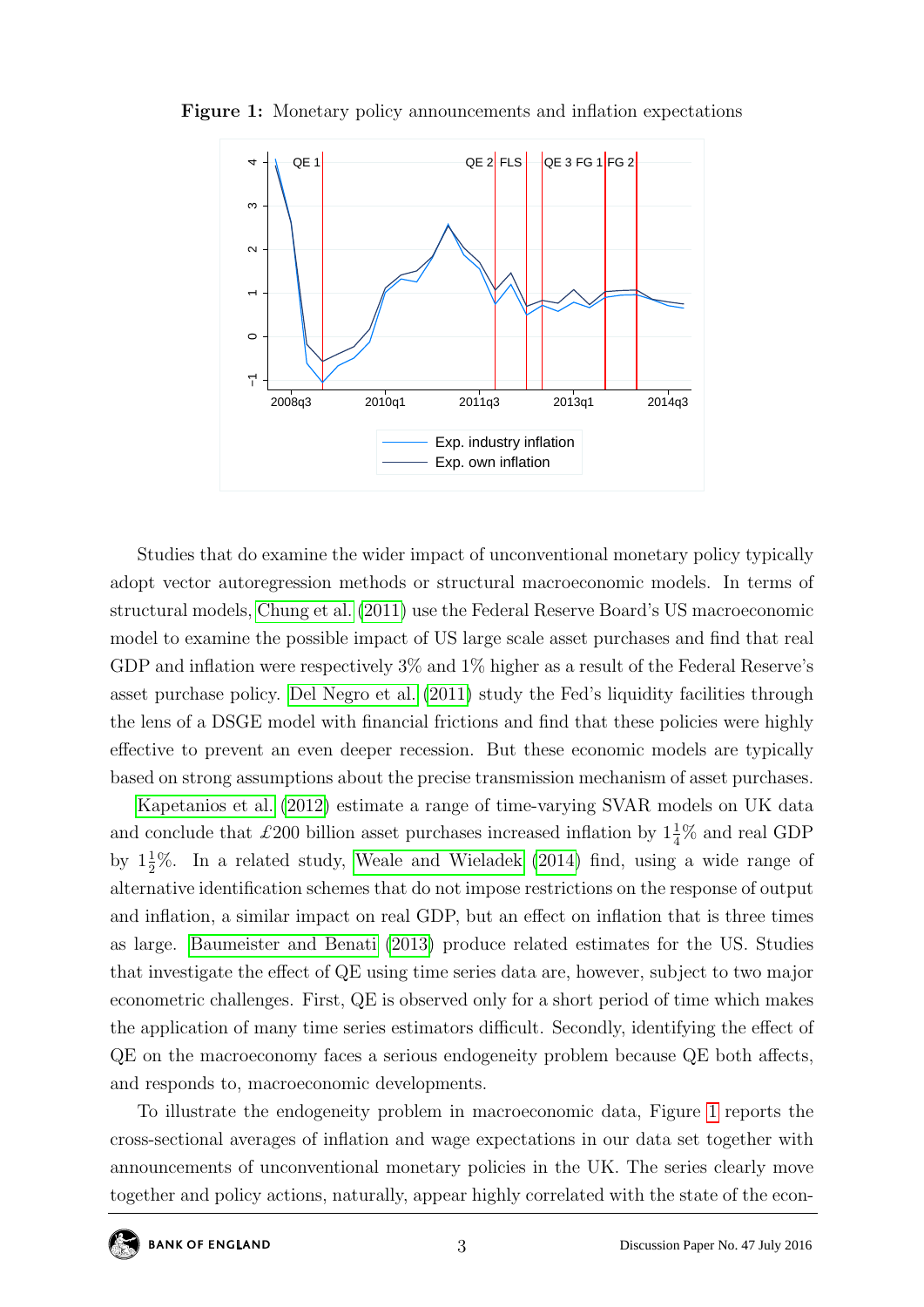**Figure 1:** Monetary policy announcements and inflation expectations

Studies that do examine the wider impact of unconventional monetary policy typically adopt vector autoregression methods or structural macroeconomic models. In terms of structural models, Chung et al. (2011) use the Federal Reserve Board's US macroeconomic model to examine the possible impact of US large scale asset purchases and find that real GDP and inflation were respectively 3% and 1% higher as a result of the Federal Reserve's asset purchase policy. Del Negro et al. (2011) study the Fed's liquidity facilities through the lens of a DSGE model with financial frictions and find that these policies were highly effective to prevent an even deeper recession. But these economic models are typically based on strong assumptions about the precise transmission mechanism of asset purchases.

Kapetanios et al. (2012) estimate a range of time-varying SVAR models on UK data and conclude that £200 billion asset purchases increased inflation by $1\frac{1}{4}$% and real GDP by $1\frac{1}{2}$%. In a related study, Weale and Wieladek (2014) find, using a wide range of alternative identification schemes that do not impose restrictions on the response of output and inflation, a similar impact on real GDP, but an effect on inflation that is three times as large. Baumeister and Benati (2013) produce related estimates for the US. Studies that investigate the effect of QE using time series data are, however, subject to two major econometric challenges. First, QE is observed only for a short period of time which makes the application of many time series estimators difficult. Secondly, identifying the effect of QE on the macroeconomy faces a serious endogeneity problem because QE both affects, and responds to, macroeconomic developments.

To illustrate the endogeneity problem in macroeconomic data, Figure 1 reports the cross-sectional averages of inflation and wage expectations in our data set together with announcements of unconventional monetary policies in the UK. The series clearly move together and policy actions, naturally, appear highly correlated with the state of the econ-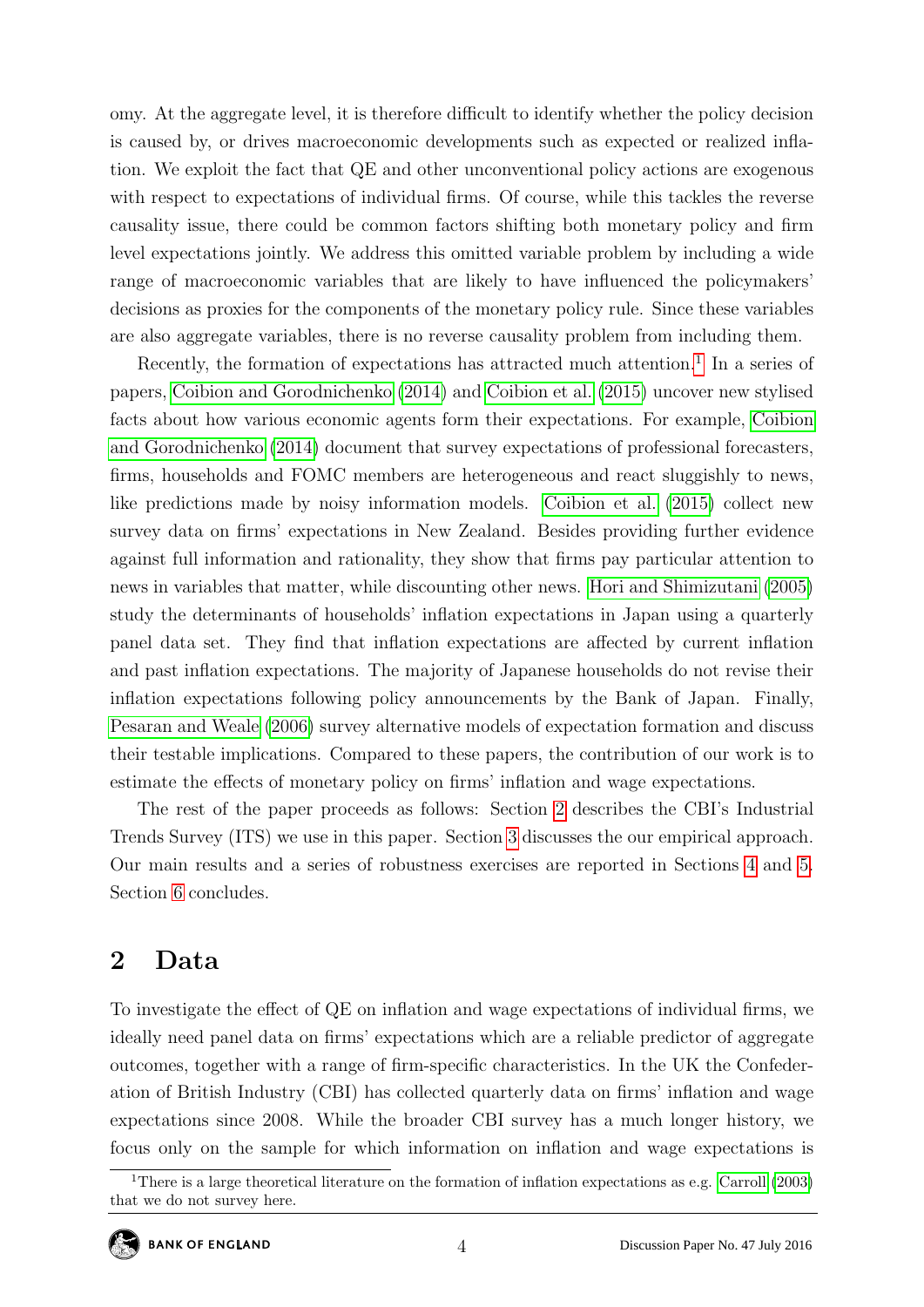omy. At the aggregate level, it is therefore difficult to identify whether the policy decision is caused by, or drives macroeconomic developments such as expected or realized inflation. We exploit the fact that QE and other unconventional policy actions are exogenous with respect to expectations of individual firms. Of course, while this tackles the reverse causality issue, there could be common factors shifting both monetary policy and firm level expectations jointly. We address this omitted variable problem by including a wide range of macroeconomic variables that are likely to have influenced the policymakers' decisions as proxies for the components of the monetary policy rule. Since these variables are also aggregate variables, there is no reverse causality problem from including them.

Recently, the formation of expectations has attracted much attention.[1] In a series of papers, Coibion and Gorodnichenko (2014) and Coibion et al. (2015) uncover new stylised facts about how various economic agents form their expectations. For example, Coibion and Gorodnichenko (2014) document that survey expectations of professional forecasters, firms, households and FOMC members are heterogeneous and react sluggishly to news, like predictions made by noisy information models. Coibion et al. (2015) collect new survey data on firms' expectations in New Zealand. Besides providing further evidence against full information and rationality, they show that firms pay particular attention to news in variables that matter, while discounting other news. Hori and Shimizutani (2005) study the determinants of households' inflation expectations in Japan using a quarterly panel data set. They find that inflation expectations are affected by current inflation and past inflation expectations. The majority of Japanese households do not revise their inflation expectations following policy announcements by the Bank of Japan. Finally, Pesaran and Weale (2006) survey alternative models of expectation formation and discuss their testable implications. Compared to these papers, the contribution of our work is to estimate the effects of monetary policy on firms' inflation and wage expectations.

The rest of the paper proceeds as follows: Section 2 describes the CBI's Industrial Trends Survey (ITS) we use in this paper. Section 3 discusses the our empirical approach. Our main results and a series of robustness exercises are reported in Sections 4 and 5. Section 6 concludes.

## 2 Data

To investigate the effect of QE on inflation and wage expectations of individual firms, we ideally need panel data on firms' expectations which are a reliable predictor of aggregate outcomes, together with a range of firm-specific characteristics. In the UK the Confederation of British Industry (CBI) has collected quarterly data on firms' inflation and wage expectations since 2008. While the broader CBI survey has a much longer history, we focus only on the sample for which information on inflation and wage expectations is

[1] There is a large theoretical literature on the formation of inflation expectations as e.g. Carroll (2003) that we do not survey here.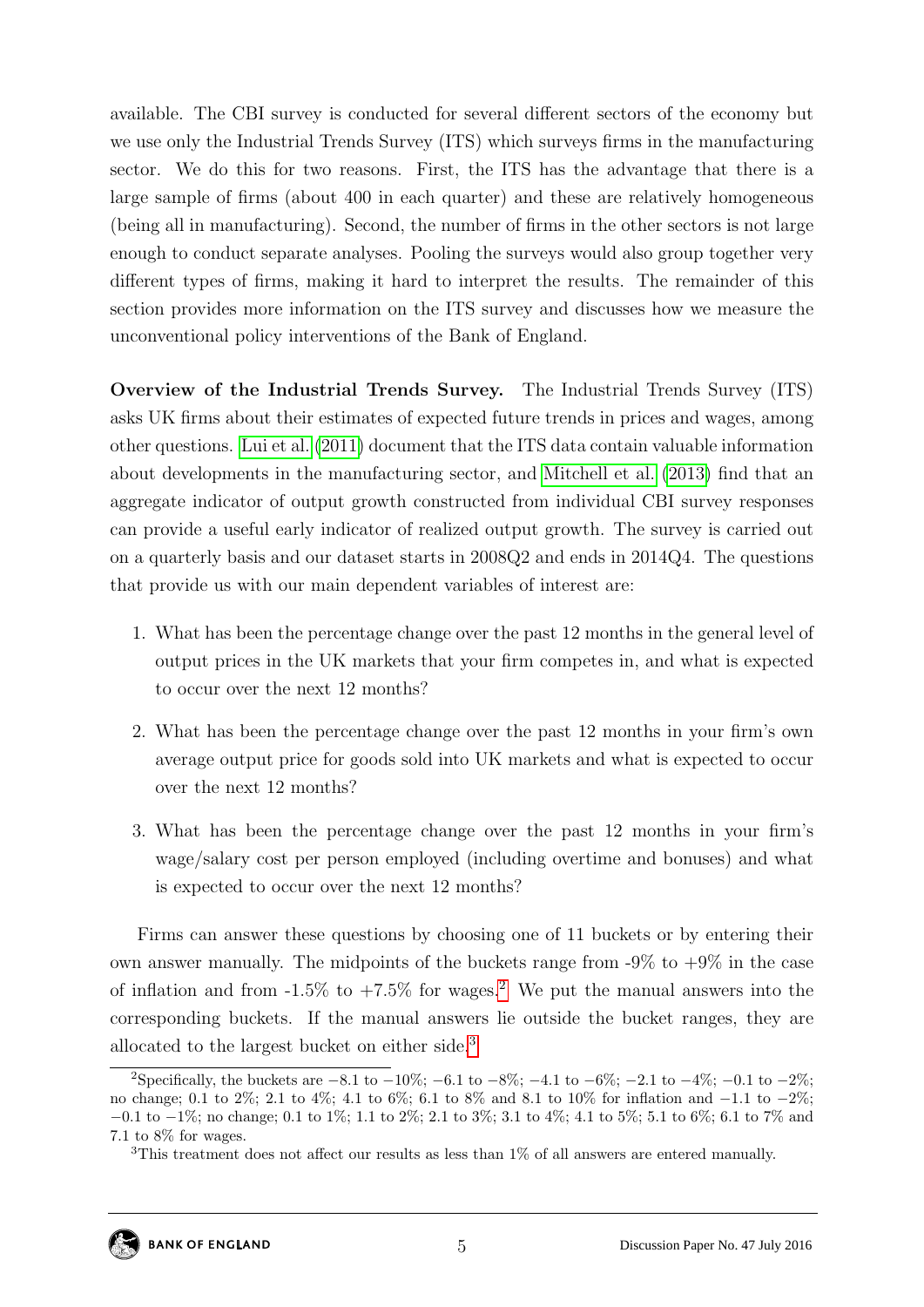available. The CBI survey is conducted for several different sectors of the economy but we use only the Industrial Trends Survey (ITS) which surveys firms in the manufacturing sector. We do this for two reasons. First, the ITS has the advantage that there is a large sample of firms (about 400 in each quarter) and these are relatively homogeneous (being all in manufacturing). Second, the number of firms in the other sectors is not large enough to conduct separate analyses. Pooling the surveys would also group together very different types of firms, making it hard to interpret the results. The remainder of this section provides more information on the ITS survey and discusses how we measure the unconventional policy interventions of the Bank of England.

**Overview of the Industrial Trends Survey.** The Industrial Trends Survey (ITS) asks UK firms about their estimates of expected future trends in prices and wages, among other questions. Lui et al. (2011) document that the ITS data contain valuable information about developments in the manufacturing sector, and Mitchell et al. (2013) find that an aggregate indicator of output growth constructed from individual CBI survey responses can provide a useful early indicator of realized output growth. The survey is carried out on a quarterly basis and our dataset starts in 2008Q2 and ends in 2014Q4. The questions that provide us with our main dependent variables of interest are:

1. What has been the percentage change over the past 12 months in the general level of output prices in the UK markets that your firm competes in, and what is expected to occur over the next 12 months?
2. What has been the percentage change over the past 12 months in your firm's own average output price for goods sold into UK markets and what is expected to occur over the next 12 months?
3. What has been the percentage change over the past 12 months in your firm's wage/salary cost per person employed (including overtime and bonuses) and what is expected to occur over the next 12 months?

Firms can answer these questions by choosing one of 11 buckets or by entering their own answer manually. The midpoints of the buckets range from -9% to +9% in the case of inflation and from -1.5% to +7.5% for wages.[2] We put the manual answers into the corresponding buckets. If the manual answers lie outside the bucket ranges, they are allocated to the largest bucket on either side.[3]

[2] Specifically, the buckets are −8.1 to −10%; −6.1 to −8%; −4.1 to −6%; −2.1 to −4%; −0.1 to −2%; no change; 0.1 to 2%; 2.1 to 4%; 4.1 to 6%; 6.1 to 8% and 8.1 to 10% for inflation and −1.1 to −2%; −0.1 to −1%; no change; 0.1 to 1%; 1.1 to 2%; 2.1 to 3%; 3.1 to 4%; 4.1 to 5%; 5.1 to 6%; 6.1 to 7% and 7.1 to 8% for wages.

[3] This treatment does not affect our results as less than 1% of all answers are entered manually.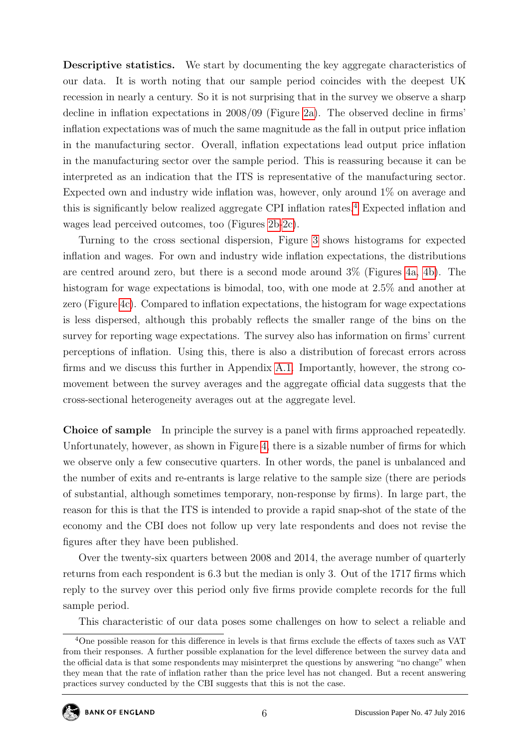**Descriptive statistics.** We start by documenting the key aggregate characteristics of our data. It is worth noting that our sample period coincides with the deepest UK recession in nearly a century. So it is not surprising that in the survey we observe a sharp decline in inflation expectations in 2008/09 (Figure 2a). The observed decline in firms' inflation expectations was of much the same magnitude as the fall in output price inflation in the manufacturing sector. Overall, inflation expectations lead output price inflation in the manufacturing sector over the sample period. This is reassuring because it can be interpreted as an indication that the ITS is representative of the manufacturing sector. Expected own and industry wide inflation was, however, only around 1% on average and this is significantly below realized aggregate CPI inflation rates.[4] Expected inflation and wages lead perceived outcomes, too (Figures 2b-2c).

Turning to the cross sectional dispersion, Figure 3 shows histograms for expected inflation and wages. For own and industry wide inflation expectations, the distributions are centred around zero, but there is a second mode around 3% (Figures 4a, 4b). The histogram for wage expectations is bimodal, too, with one mode at 2.5% and another at zero (Figure 4c). Compared to inflation expectations, the histogram for wage expectations is less dispersed, although this probably reflects the smaller range of the bins on the survey for reporting wage expectations. The survey also has information on firms' current perceptions of inflation. Using this, there is also a distribution of forecast errors across firms and we discuss this further in Appendix A.1. Importantly, however, the strong co-movement between the survey averages and the aggregate official data suggests that the cross-sectional heterogeneity averages out at the aggregate level.

**Choice of sample** In principle the survey is a panel with firms approached repeatedly. Unfortunately, however, as shown in Figure 4, there is a sizable number of firms for which we observe only a few consecutive quarters. In other words, the panel is unbalanced and the number of exits and re-entrants is large relative to the sample size (there are periods of substantial, although sometimes temporary, non-response by firms). In large part, the reason for this is that the ITS is intended to provide a rapid snap-shot of the state of the economy and the CBI does not follow up very late respondents and does not revise the figures after they have been published.

Over the twenty-six quarters between 2008 and 2014, the average number of quarterly returns from each respondent is 6.3 but the median is only 3. Out of the 1717 firms which reply to the survey over this period only five firms provide complete records for the full sample period.

This characteristic of our data poses some challenges on how to select a reliable and

[4] One possible reason for this difference in levels is that firms exclude the effects of taxes such as VAT from their responses. A further possible explanation for the level difference between the survey data and the official data is that some respondents may misinterpret the questions by answering "no change" when they mean that the rate of inflation rather than the price level has not changed. But a recent answering practices survey conducted by the CBI suggests that this is not the case.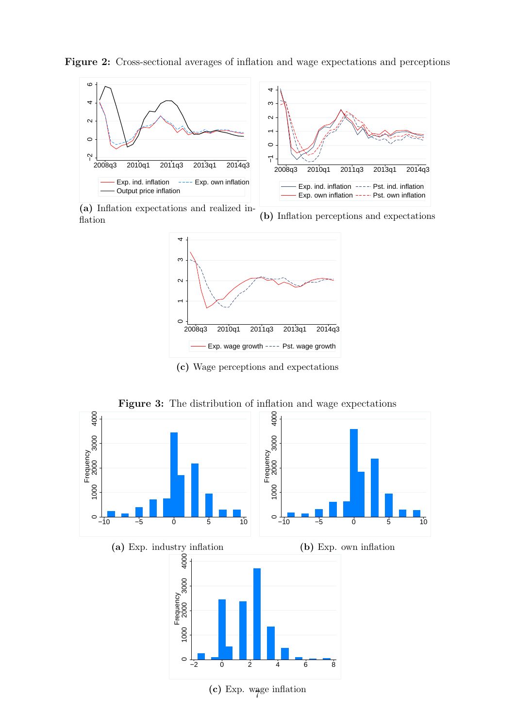**Figure 2:** Cross-sectional averages of inflation and wage expectations and perceptions

**(a)** Inflation expectations and realized inflation

**(b)** Inflation perceptions and expectations

**(c)** Wage perceptions and expectations

**Figure 3:** The distribution of inflation and wage expectations

**(a)** Exp. industry inflation

**(b)** Exp. own inflation

**(c)** Exp. wage inflation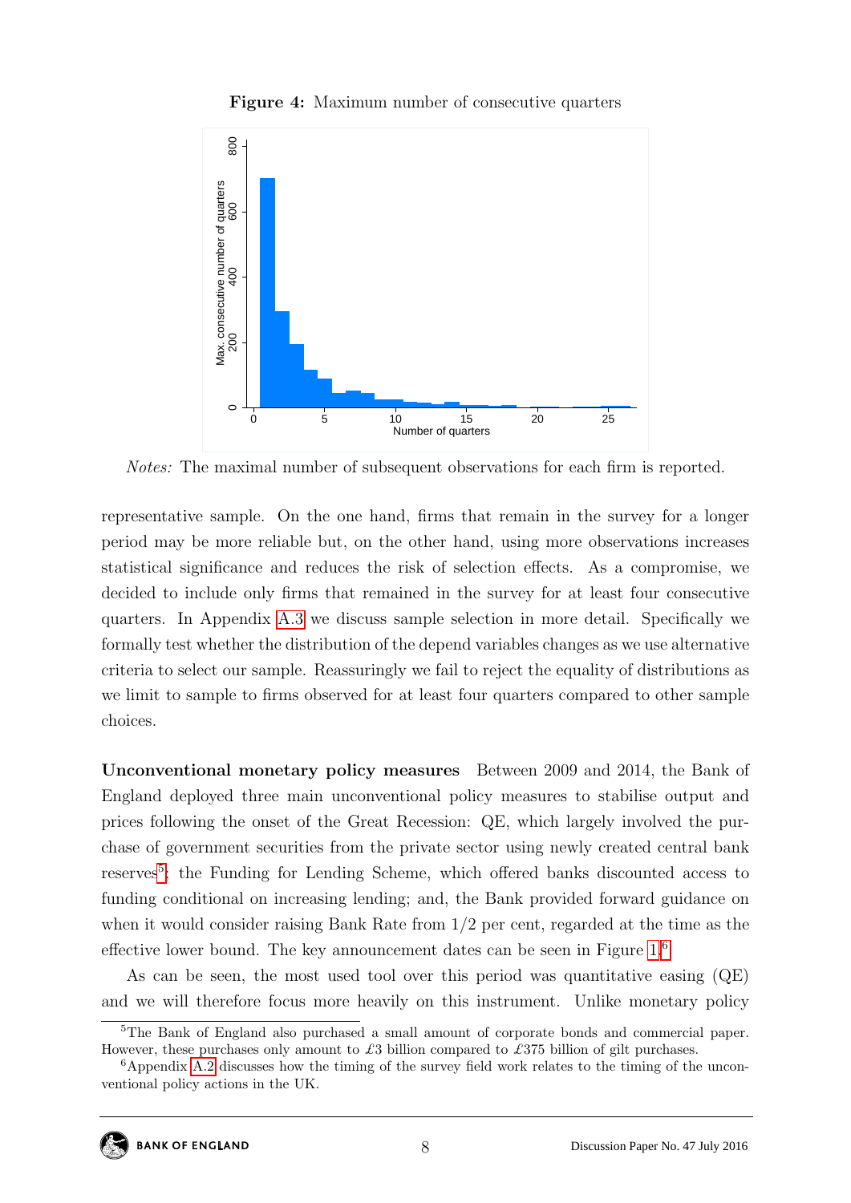**Figure 4:** Maximum number of consecutive quarters

*Notes:* The maximal number of subsequent observations for each firm is reported.

representative sample. On the one hand, firms that remain in the survey for a longer period may be more reliable but, on the other hand, using more observations increases statistical significance and reduces the risk of selection effects. As a compromise, we decided to include only firms that remained in the survey for at least four consecutive quarters. In Appendix A.3 we discuss sample selection in more detail. Specifically we formally test whether the distribution of the depend variables changes as we use alternative criteria to select our sample. Reassuringly we fail to reject the equality of distributions as we limit to sample to firms observed for at least four quarters compared to other sample choices.

**Unconventional monetary policy measures** Between 2009 and 2014, the Bank of England deployed three main unconventional policy measures to stabilise output and prices following the onset of the Great Recession: QE, which largely involved the purchase of government securities from the private sector using newly created central bank reserves[5]; the Funding for Lending Scheme, which offered banks discounted access to funding conditional on increasing lending; and, the Bank provided forward guidance on when it would consider raising Bank Rate from 1/2 per cent, regarded at the time as the effective lower bound. The key announcement dates can be seen in Figure 1.[6]

As can be seen, the most used tool over this period was quantitative easing (QE) and we will therefore focus more heavily on this instrument. Unlike monetary policy

[5] The Bank of England also purchased a small amount of corporate bonds and commercial paper. However, these purchases only amount to £3 billion compared to £375 billion of gilt purchases.

[6] Appendix A.2 discusses how the timing of the survey field work relates to the timing of the unconventional policy actions in the UK.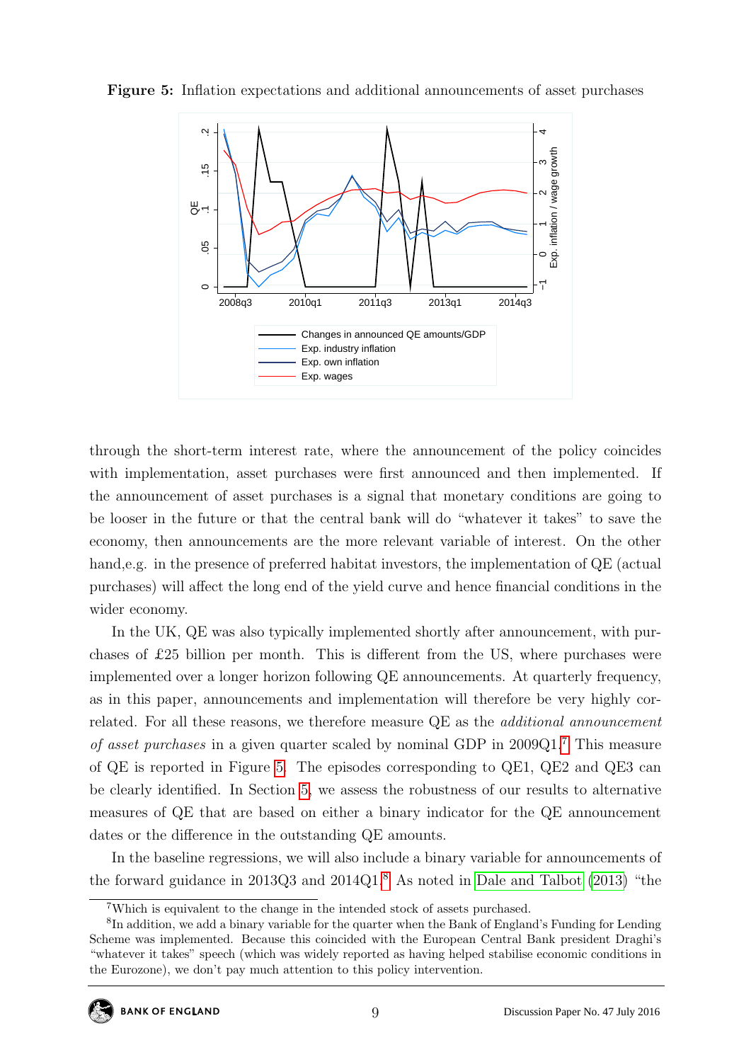**Figure 5:** Inflation expectations and additional announcements of asset purchases

through the short-term interest rate, where the announcement of the policy coincides with implementation, asset purchases were first announced and then implemented. If the announcement of asset purchases is a signal that monetary conditions are going to be looser in the future or that the central bank will do "whatever it takes" to save the economy, then announcements are the more relevant variable of interest. On the other hand,e.g. in the presence of preferred habitat investors, the implementation of QE (actual purchases) will affect the long end of the yield curve and hence financial conditions in the wider economy.

In the UK, QE was also typically implemented shortly after announcement, with purchases of £25 billion per month. This is different from the US, where purchases were implemented over a longer horizon following QE announcements. At quarterly frequency, as in this paper, announcements and implementation will therefore be very highly correlated. For all these reasons, we therefore measure QE as the *additional announcement of asset purchases* in a given quarter scaled by nominal GDP in 2009Q1.[7] This measure of QE is reported in Figure 5. The episodes corresponding to QE1, QE2 and QE3 can be clearly identified. In Section 5, we assess the robustness of our results to alternative measures of QE that are based on either a binary indicator for the QE announcement dates or the difference in the outstanding QE amounts.

In the baseline regressions, we will also include a binary variable for announcements of the forward guidance in 2013Q3 and 2014Q1.[8] As noted in Dale and Talbot (2013) "the

[7] Which is equivalent to the change in the intended stock of assets purchased.

[8] In addition, we add a binary variable for the quarter when the Bank of England's Funding for Lending Scheme was implemented. Because this coincided with the European Central Bank president Draghi's "whatever it takes" speech (which was widely reported as having helped stabilise economic conditions in the Eurozone), we don't pay much attention to this policy intervention.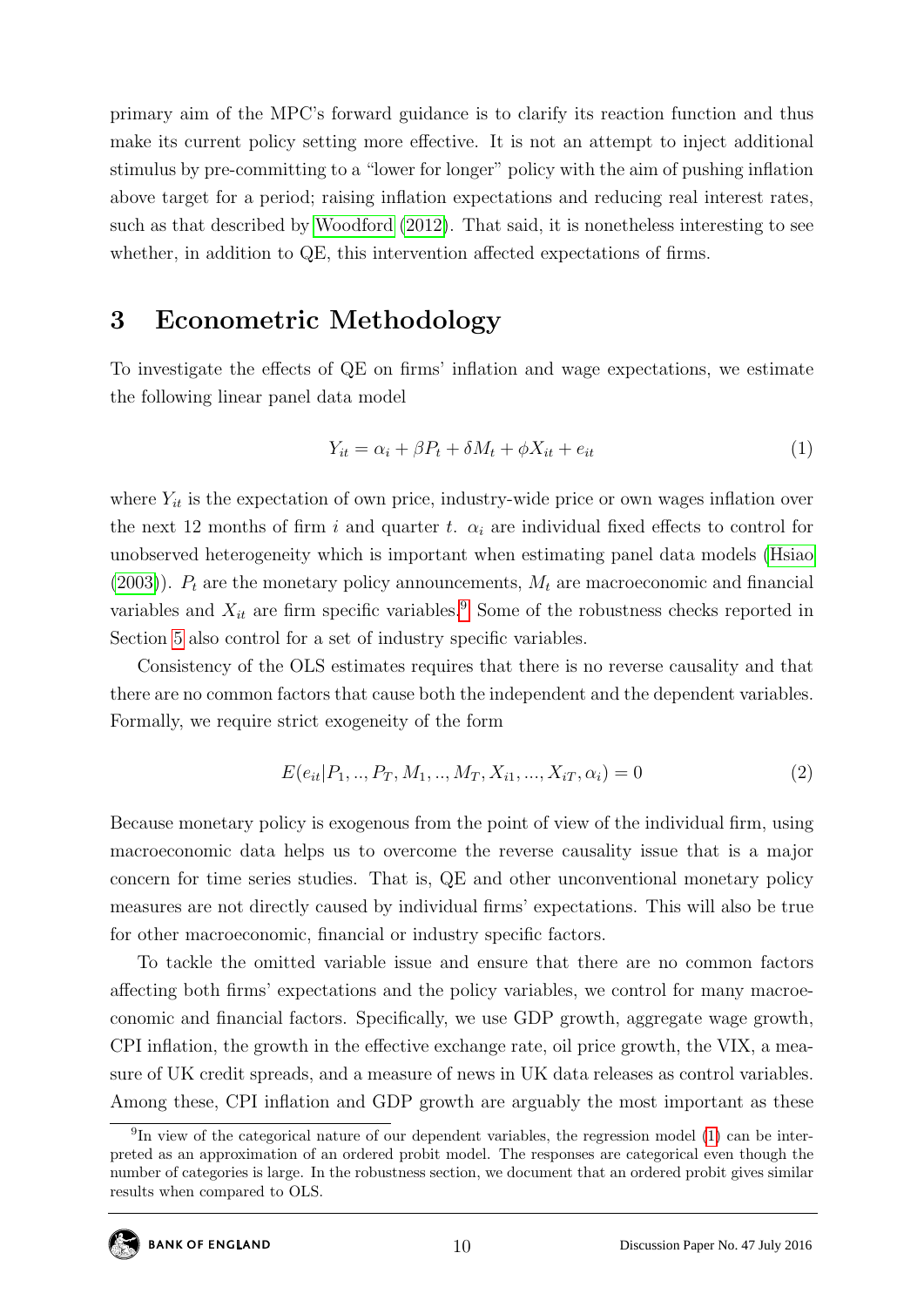primary aim of the MPC's forward guidance is to clarify its reaction function and thus make its current policy setting more effective. It is not an attempt to inject additional stimulus by pre-committing to a "lower for longer" policy with the aim of pushing inflation above target for a period; raising inflation expectations and reducing real interest rates, such as that described by Woodford (2012). That said, it is nonetheless interesting to see whether, in addition to QE, this intervention affected expectations of firms.

## 3 Econometric Methodology

To investigate the effects of QE on firms' inflation and wage expectations, we estimate the following linear panel data model

$$Y_{it} = \alpha_i + \beta P_t + \delta M_t + \phi X_{it} + e_{it} \tag{1}$$

where $Y_{it}$ is the expectation of own price, industry-wide price or own wages inflation over the next 12 months of firm $i$ and quarter $t$. $\alpha_i$ are individual fixed effects to control for unobserved heterogeneity which is important when estimating panel data models (Hsiao (2003)). $P_t$ are the monetary policy announcements, $M_t$ are macroeconomic and financial variables and $X_{it}$ are firm specific variables.[9] Some of the robustness checks reported in Section 5 also control for a set of industry specific variables.

Consistency of the OLS estimates requires that there is no reverse causality and that there are no common factors that cause both the independent and the dependent variables. Formally, we require strict exogeneity of the form

$$E(e_{it}|P_1, .., P_T, M_1, .., M_T, X_{i1}, ..., X_{iT}, \alpha_i) = 0 \tag{2}$$

Because monetary policy is exogenous from the point of view of the individual firm, using macroeconomic data helps us to overcome the reverse causality issue that is a major concern for time series studies. That is, QE and other unconventional monetary policy measures are not directly caused by individual firms' expectations. This will also be true for other macroeconomic, financial or industry specific factors.

To tackle the omitted variable issue and ensure that there are no common factors affecting both firms' expectations and the policy variables, we control for many macroeconomic and financial factors. Specifically, we use GDP growth, aggregate wage growth, CPI inflation, the growth in the effective exchange rate, oil price growth, the VIX, a measure of UK credit spreads, and a measure of news in UK data releases as control variables. Among these, CPI inflation and GDP growth are arguably the most important as these

[9] In view of the categorical nature of our dependent variables, the regression model (1) can be interpreted as an approximation of an ordered probit model. The responses are categorical even though the number of categories is large. In the robustness section, we document that an ordered probit gives similar results when compared to OLS.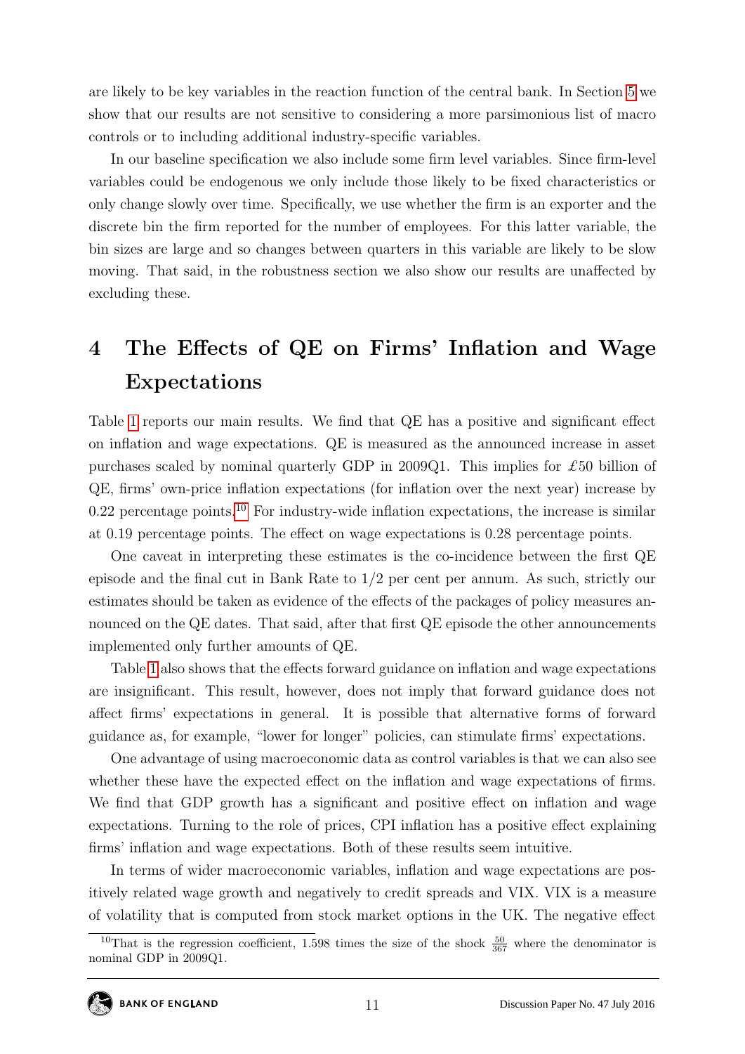are likely to be key variables in the reaction function of the central bank. In Section 5 we show that our results are not sensitive to considering a more parsimonious list of macro controls or to including additional industry-specific variables.

In our baseline specification we also include some firm level variables. Since firm-level variables could be endogenous we only include those likely to be fixed characteristics or only change slowly over time. Specifically, we use whether the firm is an exporter and the discrete bin the firm reported for the number of employees. For this latter variable, the bin sizes are large and so changes between quarters in this variable are likely to be slow moving. That said, in the robustness section we also show our results are unaffected by excluding these.

# 4 The Effects of QE on Firms' Inflation and Wage Expectations

Table 1 reports our main results. We find that QE has a positive and significant effect on inflation and wage expectations. QE is measured as the announced increase in asset purchases scaled by nominal quarterly GDP in 2009Q1. This implies for £50 billion of QE, firms' own-price inflation expectations (for inflation over the next year) increase by 0.22 percentage points.[10] For industry-wide inflation expectations, the increase is similar at 0.19 percentage points. The effect on wage expectations is 0.28 percentage points.

One caveat in interpreting these estimates is the co-incidence between the first QE episode and the final cut in Bank Rate to 1/2 per cent per annum. As such, strictly our estimates should be taken as evidence of the effects of the packages of policy measures announced on the QE dates. That said, after that first QE episode the other announcements implemented only further amounts of QE.

Table 1 also shows that the effects forward guidance on inflation and wage expectations are insignificant. This result, however, does not imply that forward guidance does not affect firms' expectations in general. It is possible that alternative forms of forward guidance as, for example, "lower for longer" policies, can stimulate firms' expectations.

One advantage of using macroeconomic data as control variables is that we can also see whether these have the expected effect on the inflation and wage expectations of firms. We find that GDP growth has a significant and positive effect on inflation and wage expectations. Turning to the role of prices, CPI inflation has a positive effect explaining firms' inflation and wage expectations. Both of these results seem intuitive.

In terms of wider macroeconomic variables, inflation and wage expectations are positively related wage growth and negatively to credit spreads and VIX. VIX is a measure of volatility that is computed from stock market options in the UK. The negative effect

[10] That is the regression coefficient, 1.598 times the size of the shock $\frac{50}{367}$ where the denominator is nominal GDP in 2009Q1.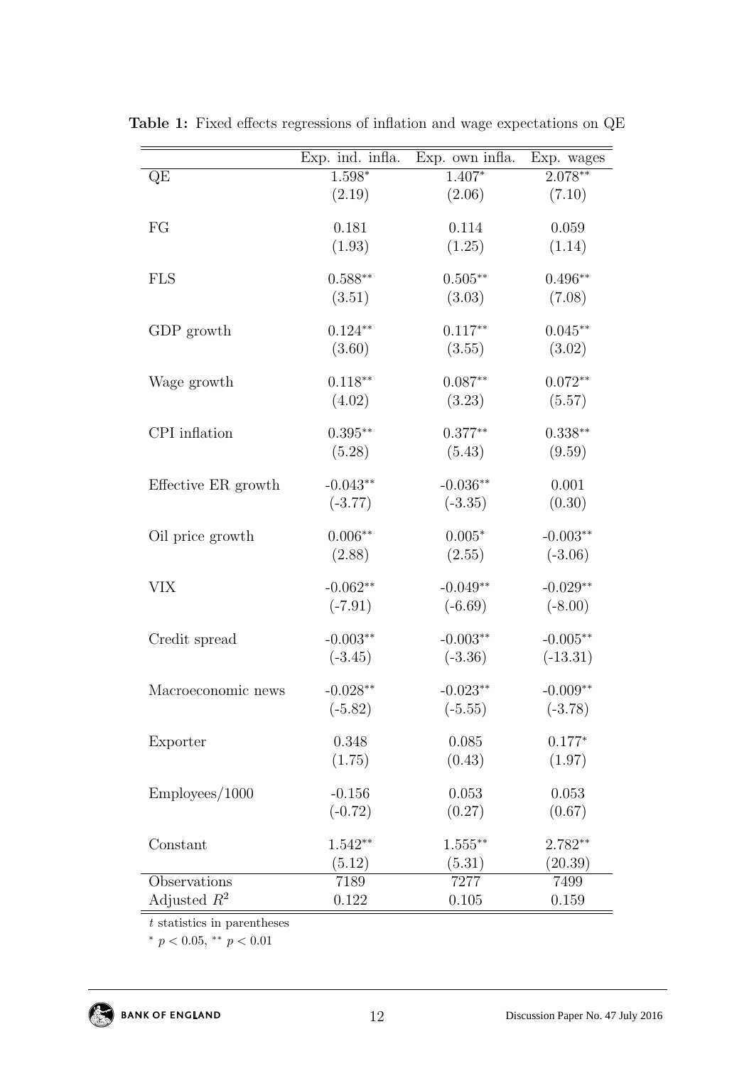**Table 1:** Fixed effects regressions of inflation and wage expectations on QE

| | Exp. ind. infla. | Exp. own infla. | Exp. wages |
|---|---|---|---|
| QE | 1.598* | 1.407* | 2.078** |
| | (2.19) | (2.06) | (7.10) |
| FG | 0.181 | 0.114 | 0.059 |
| | (1.93) | (1.25) | (1.14) |
| FLS | 0.588** | 0.505** | 0.496** |
| | (3.51) | (3.03) | (7.08) |
| GDP growth | 0.124** | 0.117** | 0.045** |
| | (3.60) | (3.55) | (3.02) |
| Wage growth | 0.118** | 0.087** | 0.072** |
| | (4.02) | (3.23) | (5.57) |
| CPI inflation | 0.395** | 0.377** | 0.338** |
| | (5.28) | (5.43) | (9.59) |
| Effective ER growth | -0.043** | -0.036** | 0.001 |
| | (-3.77) | (-3.35) | (0.30) |
| Oil price growth | 0.006** | 0.005* | -0.003** |
| | (2.88) | (2.55) | (-3.06) |
| VIX | -0.062** | -0.049** | -0.029** |
| | (-7.91) | (-6.69) | (-8.00) |
| Credit spread | -0.003** | -0.003** | -0.005** |
| | (-3.45) | (-3.36) | (-13.31) |
| Macroeconomic news | -0.028** | -0.023** | -0.009** |
| | (-5.82) | (-5.55) | (-3.78) |
| Exporter | 0.348 | 0.085 | 0.177* |
| | (1.75) | (0.43) | (1.97) |
| Employees/1000 | -0.156 | 0.053 | 0.053 |
| | (-0.72) | (0.27) | (0.67) |
| Constant | 1.542** | 1.555** | 2.782** |
| | (5.12) | (5.31) | (20.39) |
| Observations | 7189 | 7277 | 7499 |
| Adjusted $R^2$ | 0.122 | 0.105 | 0.159 |

$t$ statistics in parentheses

* $p < 0.05$, ** $p < 0.01$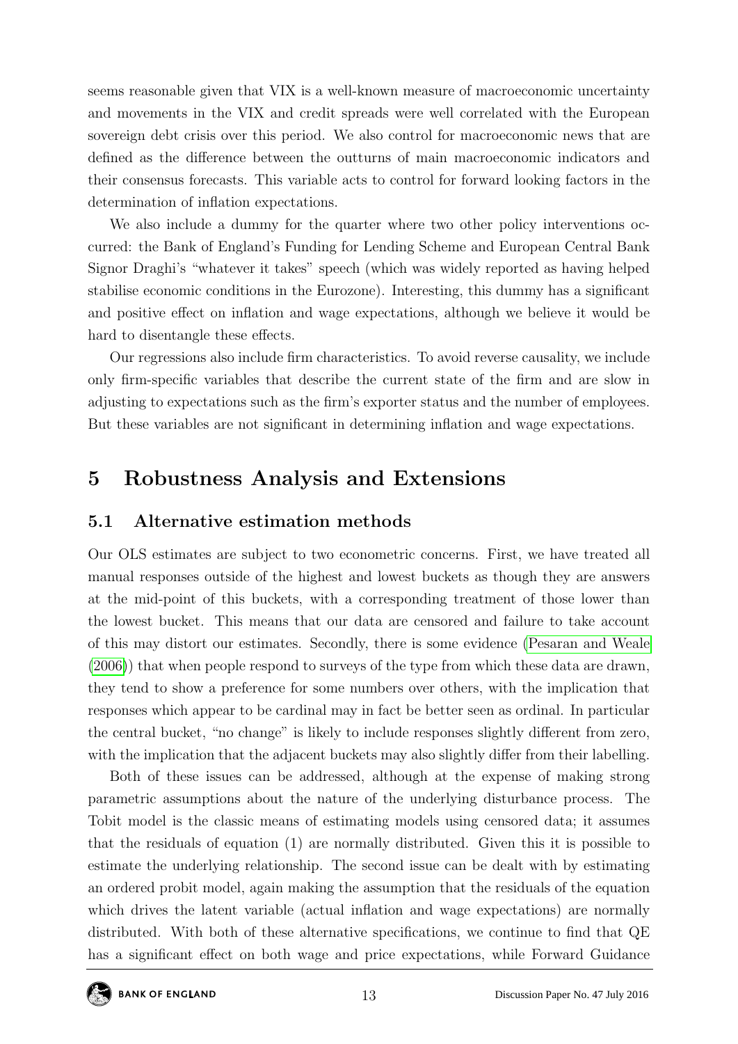seems reasonable given that VIX is a well-known measure of macroeconomic uncertainty and movements in the VIX and credit spreads were well correlated with the European sovereign debt crisis over this period. We also control for macroeconomic news that are defined as the difference between the outturns of main macroeconomic indicators and their consensus forecasts. This variable acts to control for forward looking factors in the determination of inflation expectations.

We also include a dummy for the quarter where two other policy interventions occurred: the Bank of England's Funding for Lending Scheme and European Central Bank Signor Draghi's "whatever it takes" speech (which was widely reported as having helped stabilise economic conditions in the Eurozone). Interesting, this dummy has a significant and positive effect on inflation and wage expectations, although we believe it would be hard to disentangle these effects.

Our regressions also include firm characteristics. To avoid reverse causality, we include only firm-specific variables that describe the current state of the firm and are slow in adjusting to expectations such as the firm's exporter status and the number of employees. But these variables are not significant in determining inflation and wage expectations.

# 5 Robustness Analysis and Extensions

## 5.1 Alternative estimation methods

Our OLS estimates are subject to two econometric concerns. First, we have treated all manual responses outside of the highest and lowest buckets as though they are answers at the mid-point of this buckets, with a corresponding treatment of those lower than the lowest bucket. This means that our data are censored and failure to take account of this may distort our estimates. Secondly, there is some evidence (Pesaran and Weale (2006)) that when people respond to surveys of the type from which these data are drawn, they tend to show a preference for some numbers over others, with the implication that responses which appear to be cardinal may in fact be better seen as ordinal. In particular the central bucket, "no change" is likely to include responses slightly different from zero, with the implication that the adjacent buckets may also slightly differ from their labelling.

Both of these issues can be addressed, although at the expense of making strong parametric assumptions about the nature of the underlying disturbance process. The Tobit model is the classic means of estimating models using censored data; it assumes that the residuals of equation (1) are normally distributed. Given this it is possible to estimate the underlying relationship. The second issue can be dealt with by estimating an ordered probit model, again making the assumption that the residuals of the equation which drives the latent variable (actual inflation and wage expectations) are normally distributed. With both of these alternative specifications, we continue to find that QE has a significant effect on both wage and price expectations, while Forward Guidance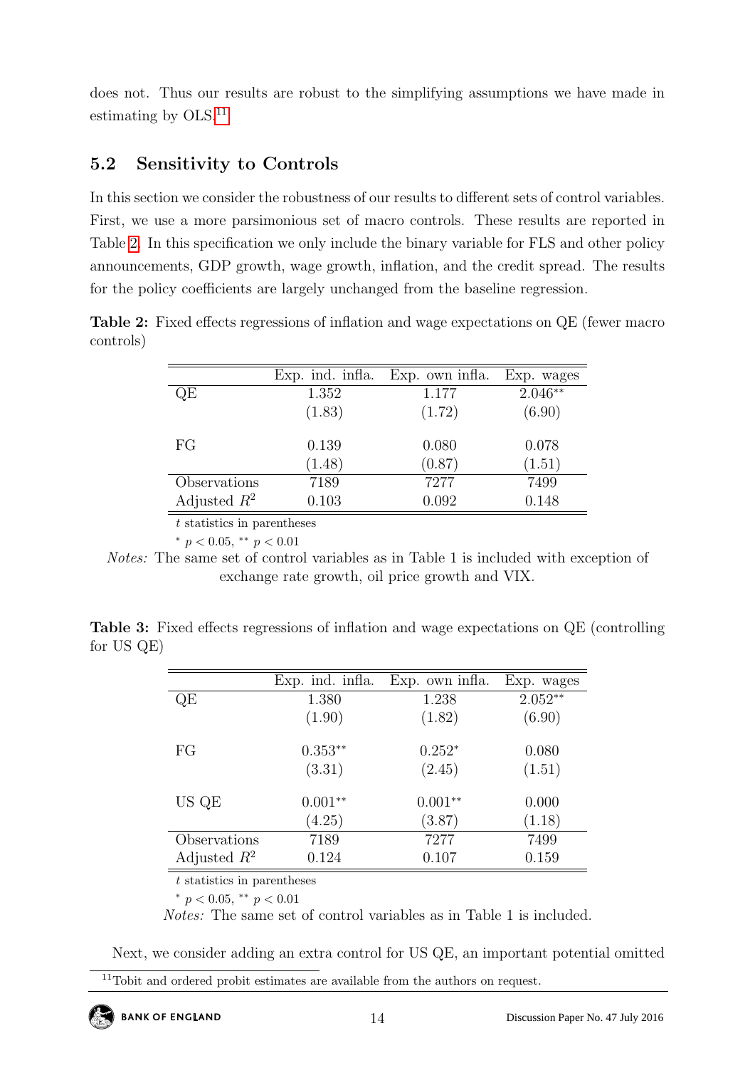does not. Thus our results are robust to the simplifying assumptions we have made in estimating by OLS.[11]

## 5.2 Sensitivity to Controls

In this section we consider the robustness of our results to different sets of control variables. First, we use a more parsimonious set of macro controls. These results are reported in Table 2. In this specification we only include the binary variable for FLS and other policy announcements, GDP growth, wage growth, inflation, and the credit spread. The results for the policy coefficients are largely unchanged from the baseline regression.

**Table 2:** Fixed effects regressions of inflation and wage expectations on QE (fewer macro controls)

| | Exp. ind. infla. | Exp. own infla. | Exp. wages |
|---|---|---|---|
| QE | 1.352 | 1.177 | 2.046$^{**}$ |
| | (1.83) | (1.72) | (6.90) |
| FG | 0.139 | 0.080 | 0.078 |
| | (1.48) | (0.87) | (1.51) |
| Observations | 7189 | 7277 | 7499 |
| Adjusted $R^2$ | 0.103 | 0.092 | 0.148 |

$t$ statistics in parentheses

$^{*}$ $p < 0.05$, $^{**}$ $p < 0.01$

*Notes:* The same set of control variables as in Table 1 is included with exception of exchange rate growth, oil price growth and VIX.

**Table 3:** Fixed effects regressions of inflation and wage expectations on QE (controlling for US QE)

| | Exp. ind. infla. | Exp. own infla. | Exp. wages |
|---|---|---|---|
| QE | 1.380 | 1.238 | 2.052$^{**}$ |
| | (1.90) | (1.82) | (6.90) |
| FG | 0.353$^{**}$ | 0.252$^{*}$ | 0.080 |
| | (3.31) | (2.45) | (1.51) |
| US QE | 0.001$^{**}$ | 0.001$^{**}$ | 0.000 |
| | (4.25) | (3.87) | (1.18) |
| Observations | 7189 | 7277 | 7499 |
| Adjusted $R^2$ | 0.124 | 0.107 | 0.159 |

$t$ statistics in parentheses

$^{*}$ $p < 0.05$, $^{**}$ $p < 0.01$

*Notes:* The same set of control variables as in Table 1 is included.

Next, we consider adding an extra control for US QE, an important potential omitted

[11] Tobit and ordered probit estimates are available from the authors on request.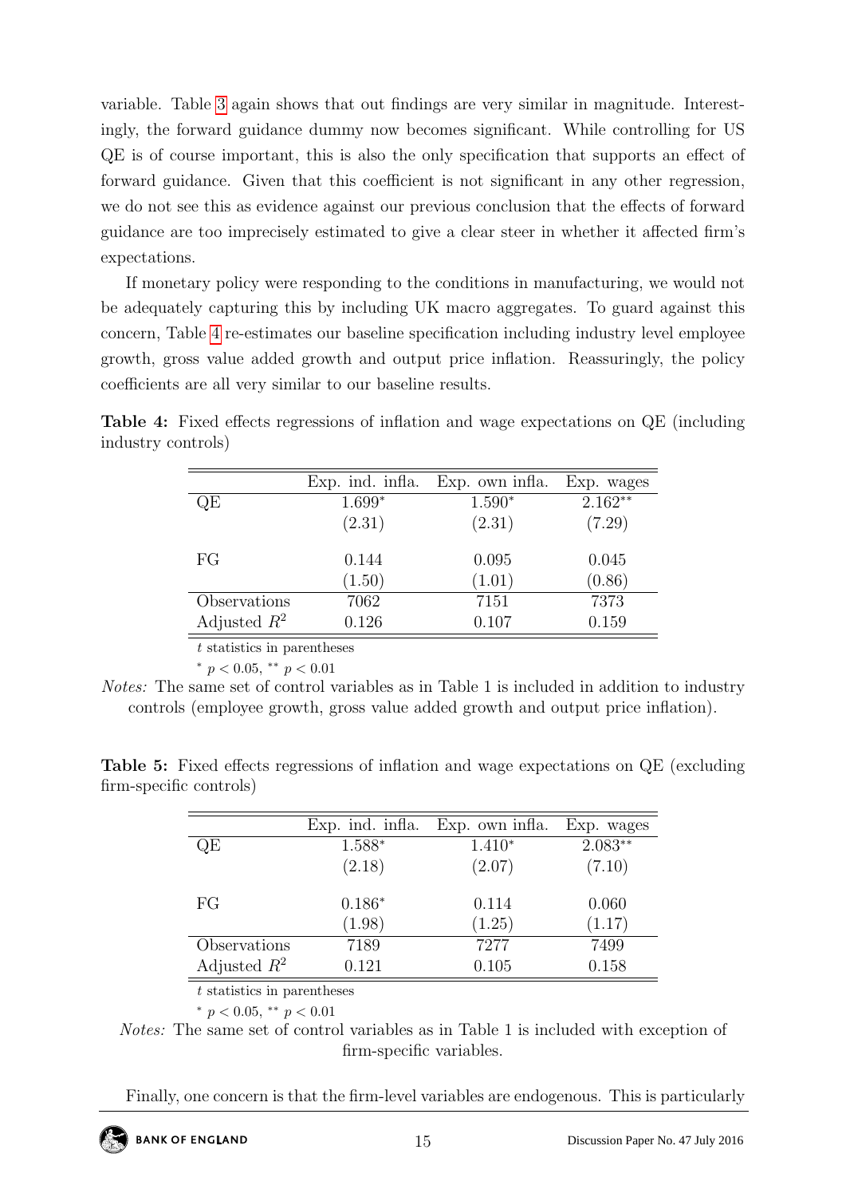variable. Table 3 again shows that out findings are very similar in magnitude. Interestingly, the forward guidance dummy now becomes significant. While controlling for US QE is of course important, this is also the only specification that supports an effect of forward guidance. Given that this coefficient is not significant in any other regression, we do not see this as evidence against our previous conclusion that the effects of forward guidance are too imprecisely estimated to give a clear steer in whether it affected firm's expectations.

If monetary policy were responding to the conditions in manufacturing, we would not be adequately capturing this by including UK macro aggregates. To guard against this concern, Table 4 re-estimates our baseline specification including industry level employee growth, gross value added growth and output price inflation. Reassuringly, the policy coefficients are all very similar to our baseline results.

**Table 4:** Fixed effects regressions of inflation and wage expectations on QE (including industry controls)

| | Exp. ind. infla. | Exp. own infla. | Exp. wages |
|---|---|---|---|
| QE | 1.699$^{*}$ | 1.590$^{*}$ | 2.162$^{**}$ |
| | (2.31) | (2.31) | (7.29) |
| FG | 0.144 | 0.095 | 0.045 |
| | (1.50) | (1.01) | (0.86) |
| Observations | 7062 | 7151 | 7373 |
| Adjusted $R^2$ | 0.126 | 0.107 | 0.159 |

$t$ statistics in parentheses

$^{*}$ $p < 0.05$, $^{**}$ $p < 0.01$

*Notes:* The same set of control variables as in Table 1 is included in addition to industry controls (employee growth, gross value added growth and output price inflation).

**Table 5:** Fixed effects regressions of inflation and wage expectations on QE (excluding firm-specific controls)

| | Exp. ind. infla. | Exp. own infla. | Exp. wages |
|---|---|---|---|
| QE | 1.588$^{*}$ | 1.410$^{*}$ | 2.083$^{**}$ |
| | (2.18) | (2.07) | (7.10) |
| FG | 0.186$^{*}$ | 0.114 | 0.060 |
| | (1.98) | (1.25) | (1.17) |
| Observations | 7189 | 7277 | 7499 |
| Adjusted $R^2$ | 0.121 | 0.105 | 0.158 |

$t$ statistics in parentheses

$^{*}$ $p < 0.05$, $^{**}$ $p < 0.01$

*Notes:* The same set of control variables as in Table 1 is included with exception of firm-specific variables.

Finally, one concern is that the firm-level variables are endogenous. This is particularly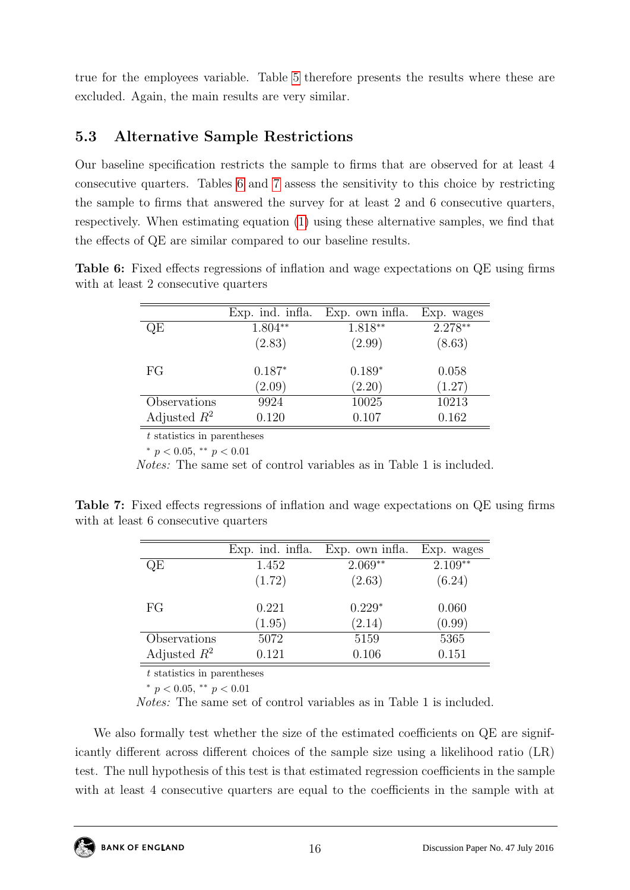true for the employees variable. Table 5 therefore presents the results where these are excluded. Again, the main results are very similar.

### 5.3 Alternative Sample Restrictions

Our baseline specification restricts the sample to firms that are observed for at least 4 consecutive quarters. Tables 6 and 7 assess the sensitivity to this choice by restricting the sample to firms that answered the survey for at least 2 and 6 consecutive quarters, respectively. When estimating equation (1) using these alternative samples, we find that the effects of QE are similar compared to our baseline results.

**Table 6:** Fixed effects regressions of inflation and wage expectations on QE using firms with at least 2 consecutive quarters

| | Exp. ind. infla. | Exp. own infla. | Exp. wages |
|---|---|---|---|
| QE | 1.804** | 1.818** | 2.278** |
| | (2.83) | (2.99) | (8.63) |
| FG | 0.187* | 0.189* | 0.058 |
| | (2.09) | (2.20) | (1.27) |
| Observations | 9924 | 10025 | 10213 |
| Adjusted $R^2$ | 0.120 | 0.107 | 0.162 |

$t$ statistics in parentheses

$^{*}$ $p < 0.05$, $^{**}$ $p < 0.01$

*Notes:* The same set of control variables as in Table 1 is included.

**Table 7:** Fixed effects regressions of inflation and wage expectations on QE using firms with at least 6 consecutive quarters

| | Exp. ind. infla. | Exp. own infla. | Exp. wages |
|---|---|---|---|
| QE | 1.452 | 2.069** | 2.109** |
| | (1.72) | (2.63) | (6.24) |
| FG | 0.221 | 0.229* | 0.060 |
| | (1.95) | (2.14) | (0.99) |
| Observations | 5072 | 5159 | 5365 |
| Adjusted $R^2$ | 0.121 | 0.106 | 0.151 |

$t$ statistics in parentheses

$^{*}$ $p < 0.05$, $^{**}$ $p < 0.01$

*Notes:* The same set of control variables as in Table 1 is included.

We also formally test whether the size of the estimated coefficients on QE are significantly different across different choices of the sample size using a likelihood ratio (LR) test. The null hypothesis of this test is that estimated regression coefficients in the sample with at least 4 consecutive quarters are equal to the coefficients in the sample with at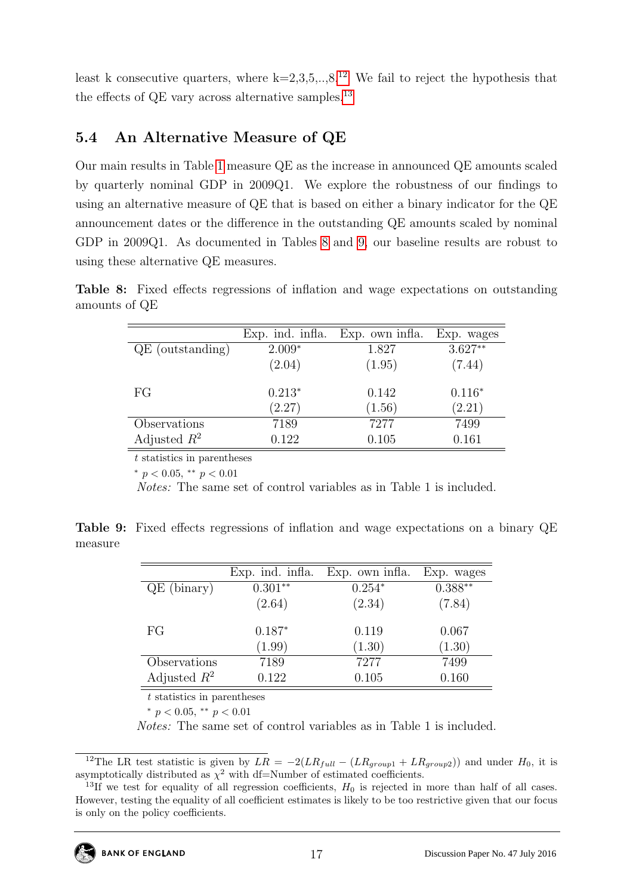least k consecutive quarters, where k=2,3,5,..,8.[12] We fail to reject the hypothesis that the effects of QE vary across alternative samples.[13]

### 5.4 An Alternative Measure of QE

Our main results in Table 1 measure QE as the increase in announced QE amounts scaled by quarterly nominal GDP in 2009Q1. We explore the robustness of our findings to using an alternative measure of QE that is based on either a binary indicator for the QE announcement dates or the difference in the outstanding QE amounts scaled by nominal GDP in 2009Q1. As documented in Tables 8 and 9, our baseline results are robust to using these alternative QE measures.

**Table 8:** Fixed effects regressions of inflation and wage expectations on outstanding amounts of QE

| | Exp. ind. infla. | Exp. own infla. | Exp. wages |
|---|---|---|---|
| QE (outstanding) | $2.009^{*}$ | 1.827 | $3.627^{**}$ |
| | (2.04) | (1.95) | (7.44) |
| FG | $0.213^{*}$ | 0.142 | $0.116^{*}$ |
| | (2.27) | (1.56) | (2.21) |
| Observations | 7189 | 7277 | 7499 |
| Adjusted $R^2$ | 0.122 | 0.105 | 0.161 |

$t$ statistics in parentheses

$^{*}$ $p < 0.05$, $^{**}$ $p < 0.01$

*Notes:* The same set of control variables as in Table 1 is included.

**Table 9:** Fixed effects regressions of inflation and wage expectations on a binary QE measure

| | Exp. ind. infla. | Exp. own infla. | Exp. wages |
|---|---|---|---|
| QE (binary) | $0.301^{**}$ | $0.254^{*}$ | $0.388^{**}$ |
| | (2.64) | (2.34) | (7.84) |
| FG | $0.187^{*}$ | 0.119 | 0.067 |
| | (1.99) | (1.30) | (1.30) |
| Observations | 7189 | 7277 | 7499 |
| Adjusted $R^2$ | 0.122 | 0.105 | 0.160 |

$t$ statistics in parentheses

$^{*}$ $p < 0.05$, $^{**}$ $p < 0.01$

*Notes:* The same set of control variables as in Table 1 is included.

---

[12] The LR test statistic is given by $LR = -2(LR_{full} - (LR_{group1} + LR_{group2}))$ and under $H_0$, it is asymptotically distributed as $\chi^2$ with df=Number of estimated coefficients.

[13] If we test for equality of all regression coefficients, $H_0$ is rejected in more than half of all cases. However, testing the equality of all coefficient estimates is likely to be too restrictive given that our focus is only on the policy coefficients.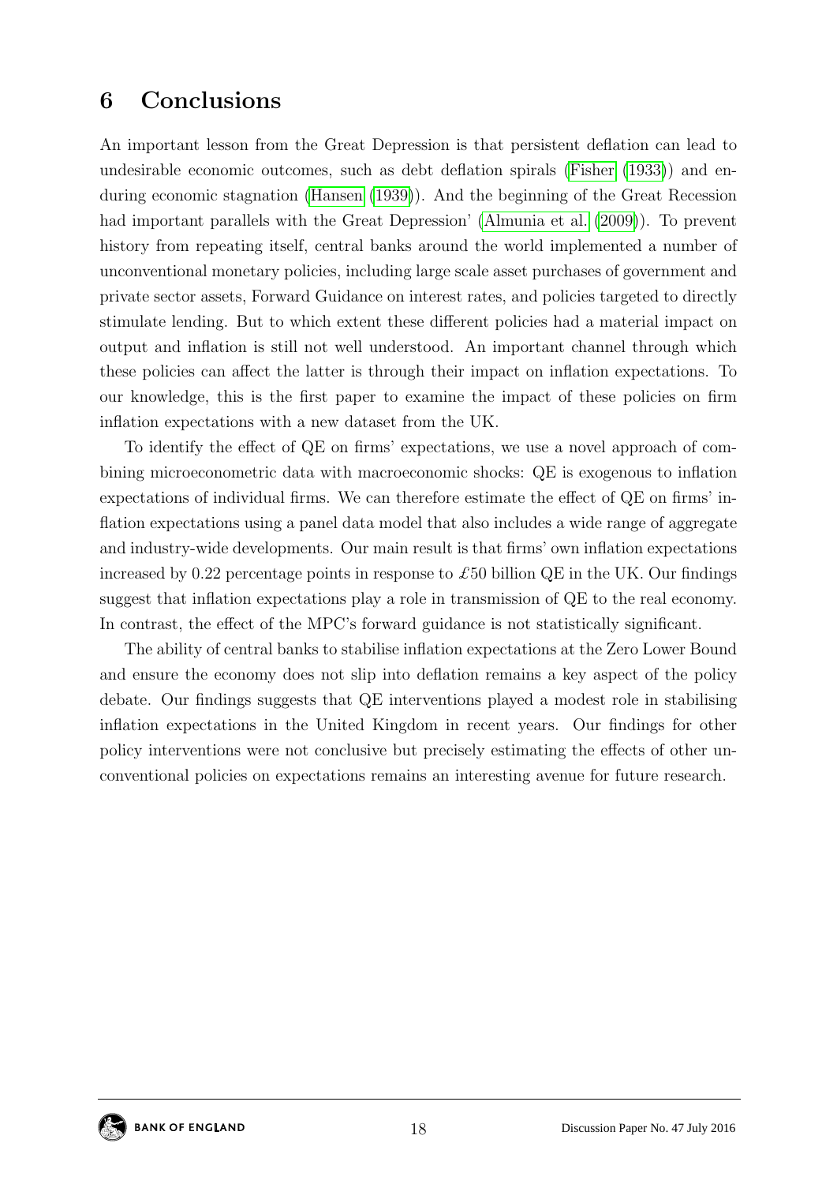## 6 Conclusions

An important lesson from the Great Depression is that persistent deflation can lead to undesirable economic outcomes, such as debt deflation spirals (Fisher (1933)) and enduring economic stagnation (Hansen (1939)). And the beginning of the Great Recession had important parallels with the Great Depression' (Almunia et al. (2009)). To prevent history from repeating itself, central banks around the world implemented a number of unconventional monetary policies, including large scale asset purchases of government and private sector assets, Forward Guidance on interest rates, and policies targeted to directly stimulate lending. But to which extent these different policies had a material impact on output and inflation is still not well understood. An important channel through which these policies can affect the latter is through their impact on inflation expectations. To our knowledge, this is the first paper to examine the impact of these policies on firm inflation expectations with a new dataset from the UK.

To identify the effect of QE on firms' expectations, we use a novel approach of combining microeconometric data with macroeconomic shocks: QE is exogenous to inflation expectations of individual firms. We can therefore estimate the effect of QE on firms' inflation expectations using a panel data model that also includes a wide range of aggregate and industry-wide developments. Our main result is that firms' own inflation expectations increased by 0.22 percentage points in response to £50 billion QE in the UK. Our findings suggest that inflation expectations play a role in transmission of QE to the real economy. In contrast, the effect of the MPC's forward guidance is not statistically significant.

The ability of central banks to stabilise inflation expectations at the Zero Lower Bound and ensure the economy does not slip into deflation remains a key aspect of the policy debate. Our findings suggests that QE interventions played a modest role in stabilising inflation expectations in the United Kingdom in recent years. Our findings for other policy interventions were not conclusive but precisely estimating the effects of other unconventional policies on expectations remains an interesting avenue for future research.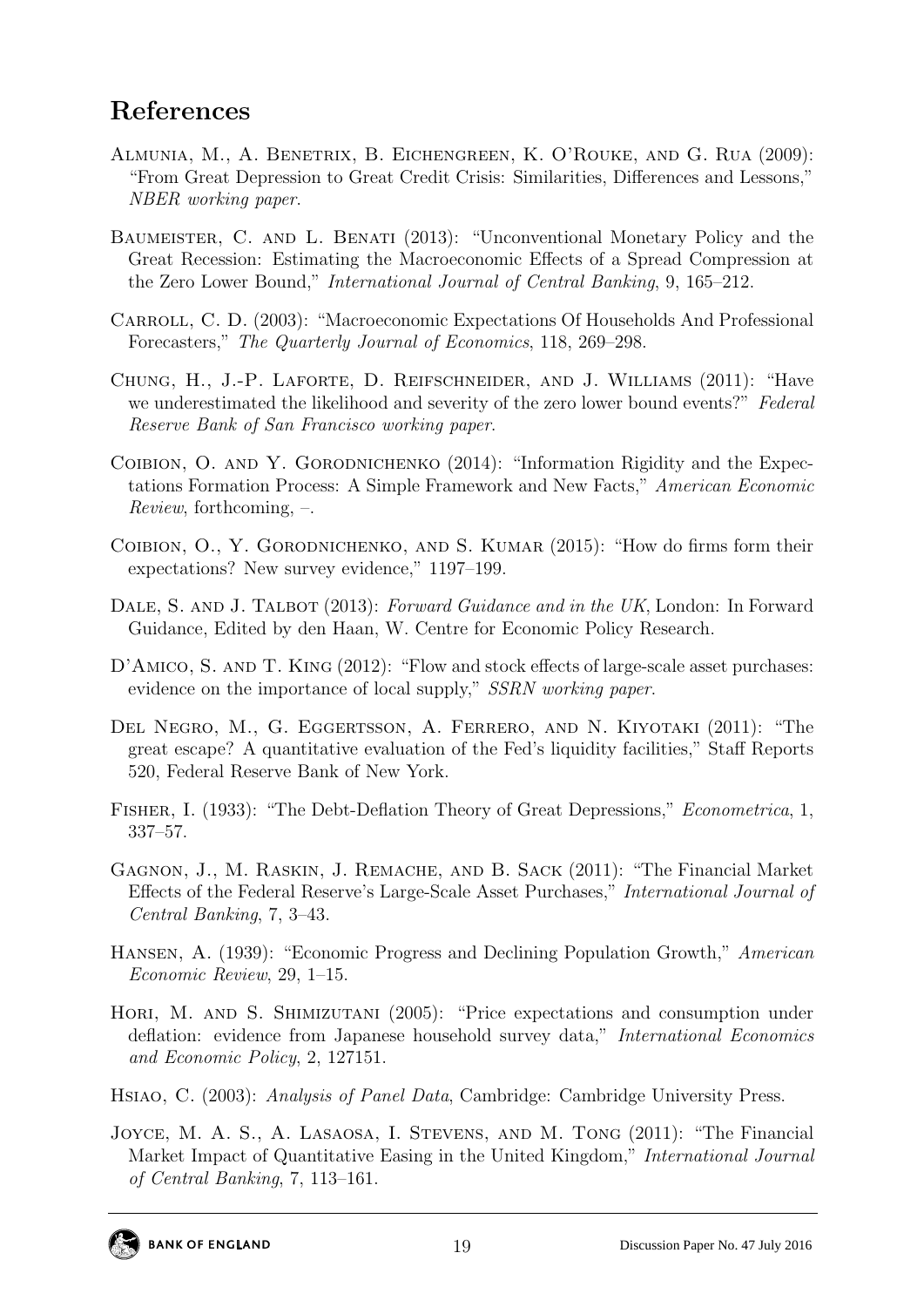## References

Almunia, M., A. Benetrix, B. Eichengreen, K. O'Rouke, and G. Rua (2009): "From Great Depression to Great Credit Crisis: Similarities, Differences and Lessons," *NBER working paper*.

Baumeister, C. and L. Benati (2013): "Unconventional Monetary Policy and the Great Recession: Estimating the Macroeconomic Effects of a Spread Compression at the Zero Lower Bound," *International Journal of Central Banking*, 9, 165–212.

Carroll, C. D. (2003): "Macroeconomic Expectations Of Households And Professional Forecasters," *The Quarterly Journal of Economics*, 118, 269–298.

Chung, H., J.-P. Laforte, D. Reifschneider, and J. Williams (2011): "Have we underestimated the likelihood and severity of the zero lower bound events?" *Federal Reserve Bank of San Francisco working paper*.

Coibion, O. and Y. Gorodnichenko (2014): "Information Rigidity and the Expectations Formation Process: A Simple Framework and New Facts," *American Economic Review*, forthcoming, –.

Coibion, O., Y. Gorodnichenko, and S. Kumar (2015): "How do firms form their expectations? New survey evidence," 1197–199.

Dale, S. and J. Talbot (2013): *Forward Guidance and in the UK*, London: In Forward Guidance, Edited by den Haan, W. Centre for Economic Policy Research.

D'Amico, S. and T. King (2012): "Flow and stock effects of large-scale asset purchases: evidence on the importance of local supply," *SSRN working paper*.

Del Negro, M., G. Eggertsson, A. Ferrero, and N. Kiyotaki (2011): "The great escape? A quantitative evaluation of the Fed's liquidity facilities," Staff Reports 520, Federal Reserve Bank of New York.

Fisher, I. (1933): "The Debt-Deflation Theory of Great Depressions," *Econometrica*, 1, 337–57.

Gagnon, J., M. Raskin, J. Remache, and B. Sack (2011): "The Financial Market Effects of the Federal Reserve's Large-Scale Asset Purchases," *International Journal of Central Banking*, 7, 3–43.

Hansen, A. (1939): "Economic Progress and Declining Population Growth," *American Economic Review*, 29, 1–15.

Hori, M. and S. Shimizutani (2005): "Price expectations and consumption under deflation: evidence from Japanese household survey data," *International Economics and Economic Policy*, 2, 127151.

Hsiao, C. (2003): *Analysis of Panel Data*, Cambridge: Cambridge University Press.

Joyce, M. A. S., A. Lasaosa, I. Stevens, and M. Tong (2011): "The Financial Market Impact of Quantitative Easing in the United Kingdom," *International Journal of Central Banking*, 7, 113–161.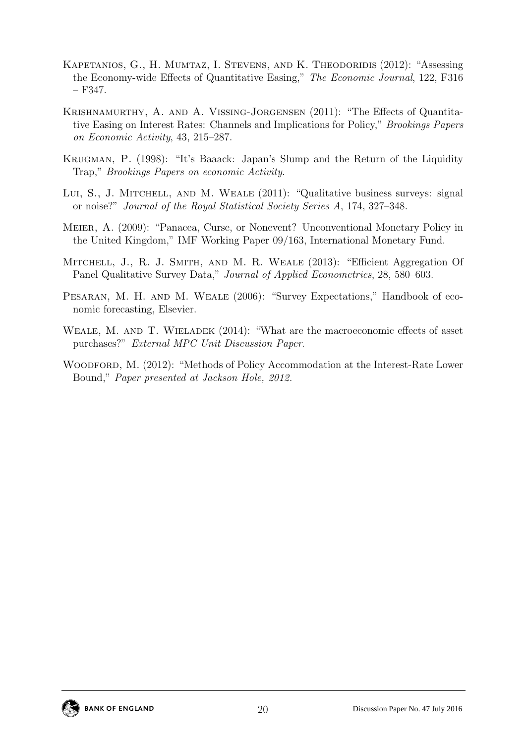Kapetanios, G., H. Mumtaz, I. Stevens, and K. Theodoridis (2012): "Assessing the Economy-wide Effects of Quantitative Easing," *The Economic Journal*, 122, F316 – F347.

Krishnamurthy, A. and A. Vissing-Jorgensen (2011): "The Effects of Quantitative Easing on Interest Rates: Channels and Implications for Policy," *Brookings Papers on Economic Activity*, 43, 215–287.

Krugman, P. (1998): "It's Baaack: Japan's Slump and the Return of the Liquidity Trap," *Brookings Papers on economic Activity*.

Lui, S., J. Mitchell, and M. Weale (2011): "Qualitative business surveys: signal or noise?" *Journal of the Royal Statistical Society Series A*, 174, 327–348.

Meier, A. (2009): "Panacea, Curse, or Nonevent? Unconventional Monetary Policy in the United Kingdom," IMF Working Paper 09/163, International Monetary Fund.

Mitchell, J., R. J. Smith, and M. R. Weale (2013): "Efficient Aggregation Of Panel Qualitative Survey Data," *Journal of Applied Econometrics*, 28, 580–603.

Pesaran, M. H. and M. Weale (2006): "Survey Expectations," Handbook of economic forecasting, Elsevier.

Weale, M. and T. Wieladek (2014): "What are the macroeconomic effects of asset purchases?" *External MPC Unit Discussion Paper*.

Woodford, M. (2012): "Methods of Policy Accommodation at the Interest-Rate Lower Bound," *Paper presented at Jackson Hole, 2012.*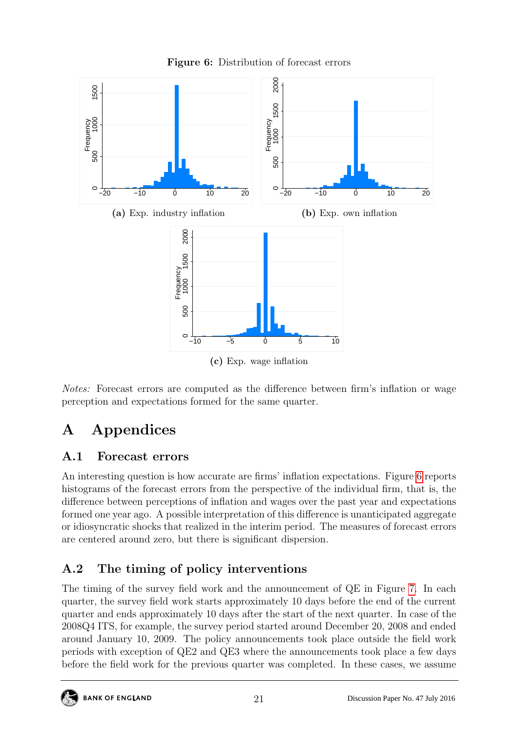**Figure 6:** Distribution of forecast errors

**(a)** Exp. industry inflation

**(b)** Exp. own inflation

**(c)** Exp. wage inflation

*Notes:* Forecast errors are computed as the difference between firm's inflation or wage perception and expectations formed for the same quarter.

# A Appendices

## A.1 Forecast errors

An interesting question is how accurate are firms' inflation expectations. Figure 6 reports histograms of the forecast errors from the perspective of the individual firm, that is, the difference between perceptions of inflation and wages over the past year and expectations formed one year ago. A possible interpretation of this difference is unanticipated aggregate or idiosyncratic shocks that realized in the interim period. The measures of forecast errors are centered around zero, but there is significant dispersion.

## A.2 The timing of policy interventions

The timing of the survey field work and the announcement of QE in Figure 7. In each quarter, the survey field work starts approximately 10 days before the end of the current quarter and ends approximately 10 days after the start of the next quarter. In case of the 2008Q4 ITS, for example, the survey period started around December 20, 2008 and ended around January 10, 2009. The policy announcements took place outside the field work periods with exception of QE2 and QE3 where the announcements took place a few days before the field work for the previous quarter was completed. In these cases, we assume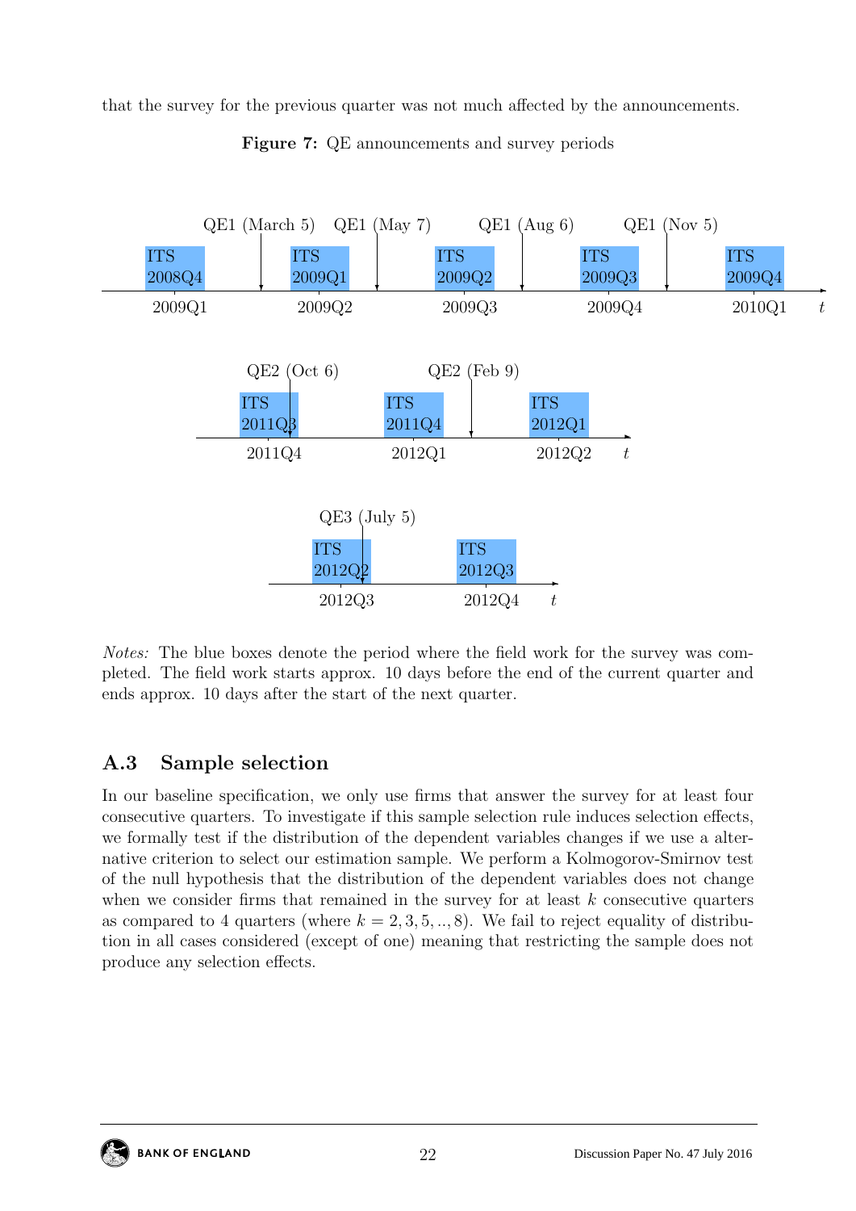that the survey for the previous quarter was not much affected by the announcements.

**Figure 7:** QE announcements and survey periods

QE1 (March 5) QE1 (May 7) QE1 (Aug 6) QE1 (Nov 5)

ITS 2008Q4 ITS 2009Q1 ITS 2009Q2 ITS 2009Q3 ITS 2009Q4

2009Q1 2009Q2 2009Q3 2009Q4 2010Q1 $t$

QE2 (Oct 6) QE2 (Feb 9)

ITS 2011Q3 ITS 2011Q4 ITS 2012Q1

2011Q4 2012Q1 2012Q2 $t$

QE3 (July 5)

ITS 2012Q2 ITS 2012Q3

2012Q3 2012Q4 $t$

*Notes:* The blue boxes denote the period where the field work for the survey was completed. The field work starts approx. 10 days before the end of the current quarter and ends approx. 10 days after the start of the next quarter.

## A.3 Sample selection

In our baseline specification, we only use firms that answer the survey for at least four consecutive quarters. To investigate if this sample selection rule induces selection effects, we formally test if the distribution of the dependent variables changes if we use a alternative criterion to select our estimation sample. We perform a Kolmogorov-Smirnov test of the null hypothesis that the distribution of the dependent variables does not change when we consider firms that remained in the survey for at least $k$ consecutive quarters as compared to 4 quarters (where $k = 2, 3, 5, .., 8$). We fail to reject equality of distribution in all cases considered (except of one) meaning that restricting the sample does not produce any selection effects.